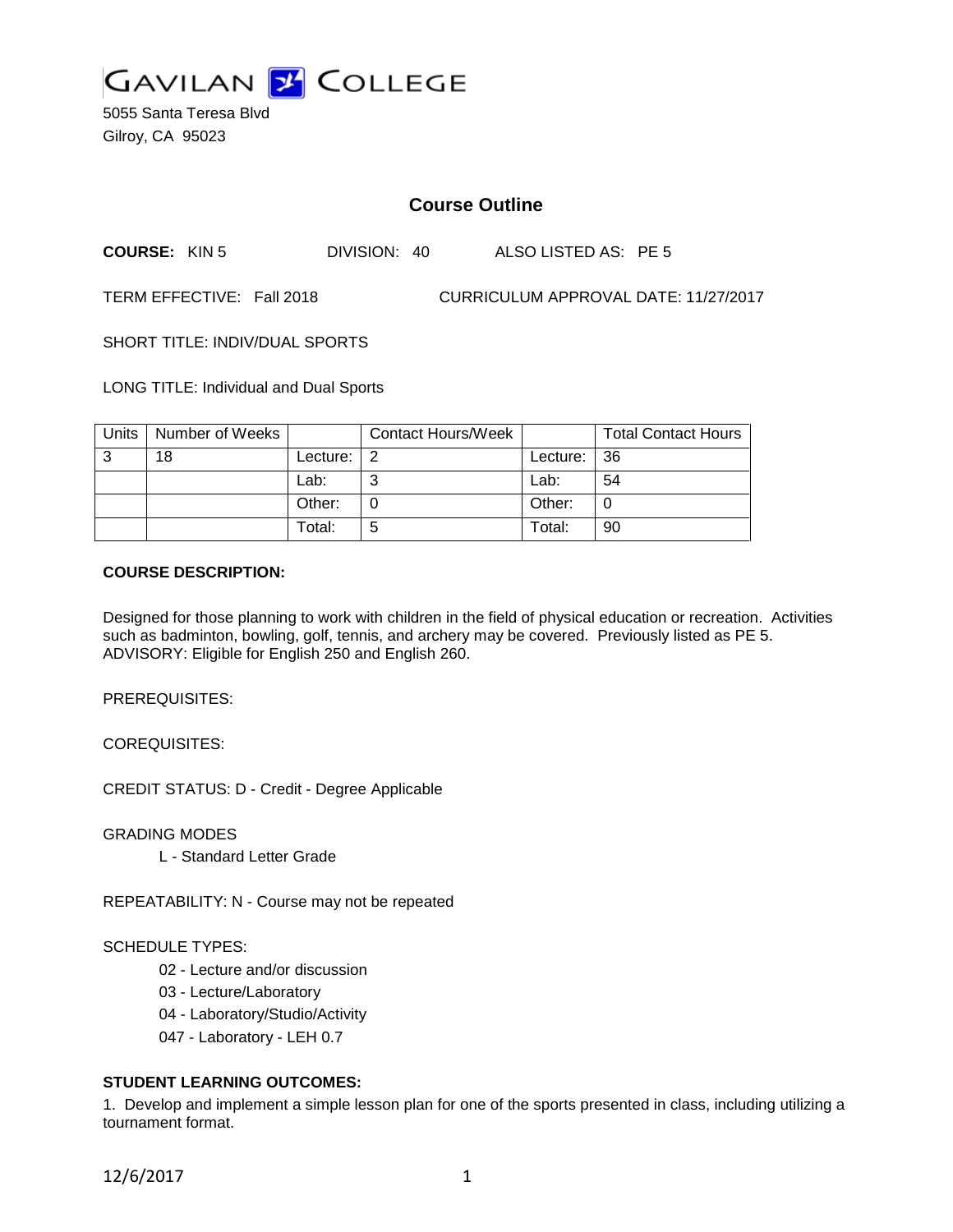GAVILAN COLLEGE

5055 Santa Teresa Blvd
Gilroy, CA 95023

# Course Outline

**COURSE:** KIN 5 DIVISION: 40 ALSO LISTED AS: PE 5

TERM EFFECTIVE: Fall 2018 CURRICULUM APPROVAL DATE: 11/27/2017

SHORT TITLE: INDIV/DUAL SPORTS

LONG TITLE: Individual and Dual Sports

| Units | Number of Weeks | | Contact Hours/Week | | Total Contact Hours |
|---|---|---|---|---|---|
| 3 | 18 | Lecture: | 2 | Lecture: | 36 |
| | | Lab: | 3 | Lab: | 54 |
| | | Other: | 0 | Other: | 0 |
| | | Total: | 5 | Total: | 90 |

**COURSE DESCRIPTION:**

Designed for those planning to work with children in the field of physical education or recreation. Activities such as badminton, bowling, golf, tennis, and archery may be covered. Previously listed as PE 5.
ADVISORY: Eligible for English 250 and English 260.

PREREQUISITES:

COREQUISITES:

CREDIT STATUS: D - Credit - Degree Applicable

GRADING MODES

L - Standard Letter Grade

REPEATABILITY: N - Course may not be repeated

SCHEDULE TYPES:

02 - Lecture and/or discussion
03 - Lecture/Laboratory
04 - Laboratory/Studio/Activity
047 - Laboratory - LEH 0.7

**STUDENT LEARNING OUTCOMES:**

1. Develop and implement a simple lesson plan for one of the sports presented in class, including utilizing a tournament format.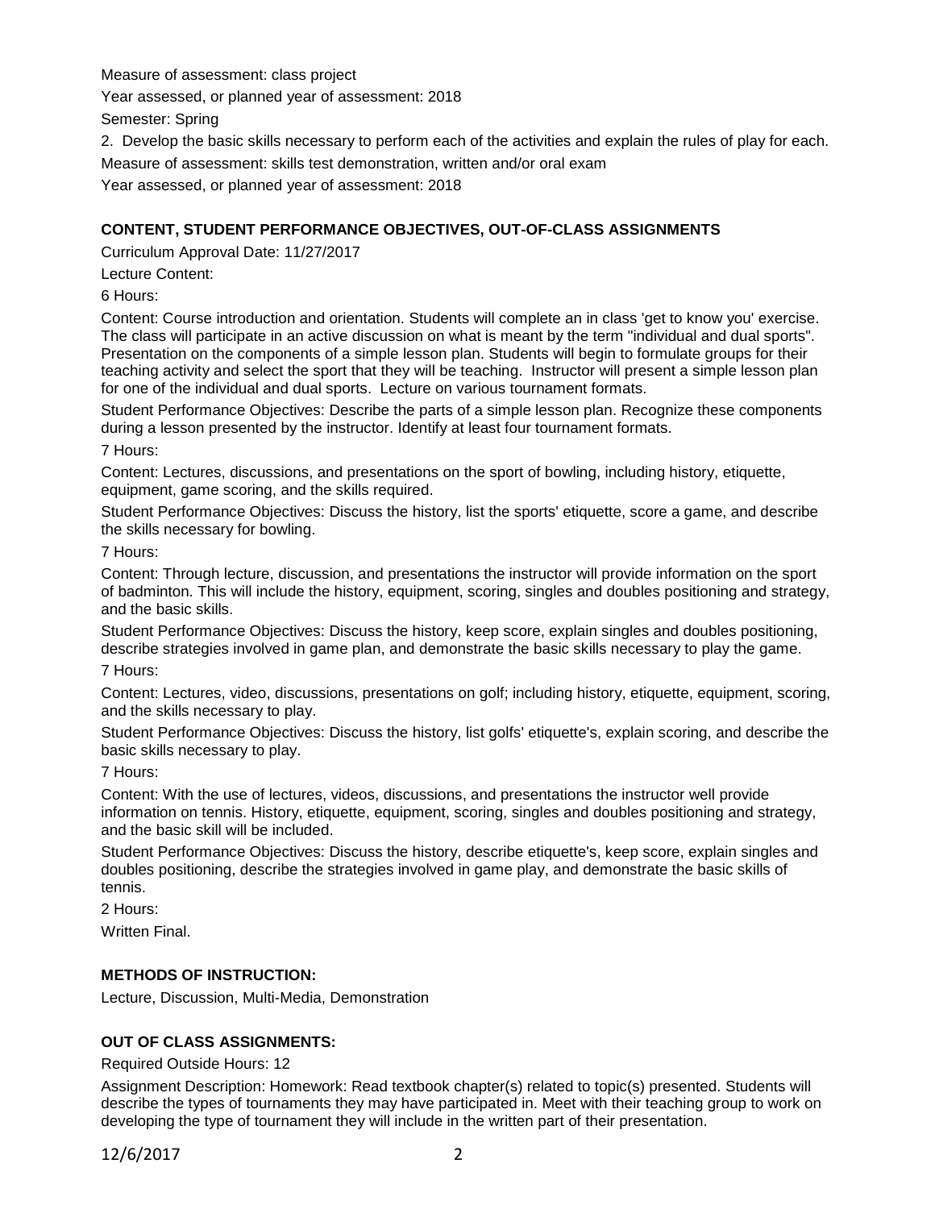Measure of assessment: class project

Year assessed, or planned year of assessment: 2018

Semester: Spring

2. Develop the basic skills necessary to perform each of the activities and explain the rules of play for each.

Measure of assessment: skills test demonstration, written and/or oral exam

Year assessed, or planned year of assessment: 2018

## CONTENT, STUDENT PERFORMANCE OBJECTIVES, OUT-OF-CLASS ASSIGNMENTS

Curriculum Approval Date: 11/27/2017

Lecture Content:

6 Hours:

Content: Course introduction and orientation. Students will complete an in class 'get to know you' exercise. The class will participate in an active discussion on what is meant by the term "individual and dual sports". Presentation on the components of a simple lesson plan. Students will begin to formulate groups for their teaching activity and select the sport that they will be teaching. Instructor will present a simple lesson plan for one of the individual and dual sports. Lecture on various tournament formats.

Student Performance Objectives: Describe the parts of a simple lesson plan. Recognize these components during a lesson presented by the instructor. Identify at least four tournament formats.

7 Hours:

Content: Lectures, discussions, and presentations on the sport of bowling, including history, etiquette, equipment, game scoring, and the skills required.

Student Performance Objectives: Discuss the history, list the sports' etiquette, score a game, and describe the skills necessary for bowling.

7 Hours:

Content: Through lecture, discussion, and presentations the instructor will provide information on the sport of badminton. This will include the history, equipment, scoring, singles and doubles positioning and strategy, and the basic skills.

Student Performance Objectives: Discuss the history, keep score, explain singles and doubles positioning, describe strategies involved in game plan, and demonstrate the basic skills necessary to play the game.

7 Hours:

Content: Lectures, video, discussions, presentations on golf; including history, etiquette, equipment, scoring, and the skills necessary to play.

Student Performance Objectives: Discuss the history, list golfs' etiquette's, explain scoring, and describe the basic skills necessary to play.

7 Hours:

Content: With the use of lectures, videos, discussions, and presentations the instructor well provide information on tennis. History, etiquette, equipment, scoring, singles and doubles positioning and strategy, and the basic skill will be included.

Student Performance Objectives: Discuss the history, describe etiquette's, keep score, explain singles and doubles positioning, describe the strategies involved in game play, and demonstrate the basic skills of tennis.

2 Hours:

Written Final.

## METHODS OF INSTRUCTION:

Lecture, Discussion, Multi-Media, Demonstration

## OUT OF CLASS ASSIGNMENTS:

Required Outside Hours: 12

Assignment Description: Homework: Read textbook chapter(s) related to topic(s) presented. Students will describe the types of tournaments they may have participated in. Meet with their teaching group to work on developing the type of tournament they will include in the written part of their presentation.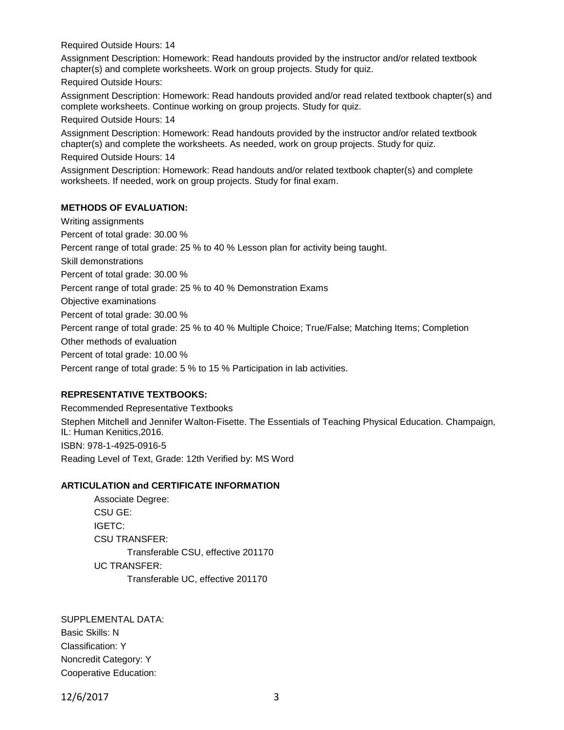Required Outside Hours: 14

Assignment Description: Homework: Read handouts provided by the instructor and/or related textbook chapter(s) and complete worksheets. Work on group projects. Study for quiz.

Required Outside Hours:

Assignment Description: Homework: Read handouts provided and/or read related textbook chapter(s) and complete worksheets. Continue working on group projects. Study for quiz.

Required Outside Hours: 14

Assignment Description: Homework: Read handouts provided by the instructor and/or related textbook chapter(s) and complete the worksheets. As needed, work on group projects. Study for quiz.

Required Outside Hours: 14

Assignment Description: Homework: Read handouts and/or related textbook chapter(s) and complete worksheets. If needed, work on group projects. Study for final exam.

**METHODS OF EVALUATION:**

Writing assignments

Percent of total grade: 30.00 %

Percent range of total grade: 25 % to 40 % Lesson plan for activity being taught.

Skill demonstrations

Percent of total grade: 30.00 %

Percent range of total grade: 25 % to 40 % Demonstration Exams

Objective examinations

Percent of total grade: 30.00 %

Percent range of total grade: 25 % to 40 % Multiple Choice; True/False; Matching Items; Completion

Other methods of evaluation

Percent of total grade: 10.00 %

Percent range of total grade: 5 % to 15 % Participation in lab activities.

**REPRESENTATIVE TEXTBOOKS:**

Recommended Representative Textbooks

Stephen Mitchell and Jennifer Walton-Fisette. The Essentials of Teaching Physical Education. Champaign, IL: Human Kenitics,2016.

ISBN: 978-1-4925-0916-5

Reading Level of Text, Grade: 12th Verified by: MS Word

**ARTICULATION and CERTIFICATE INFORMATION**

Associate Degree:

CSU GE:

IGETC:

CSU TRANSFER:

Transferable CSU, effective 201170

UC TRANSFER:

Transferable UC, effective 201170

SUPPLEMENTAL DATA:

Basic Skills: N

Classification: Y

Noncredit Category: Y

Cooperative Education: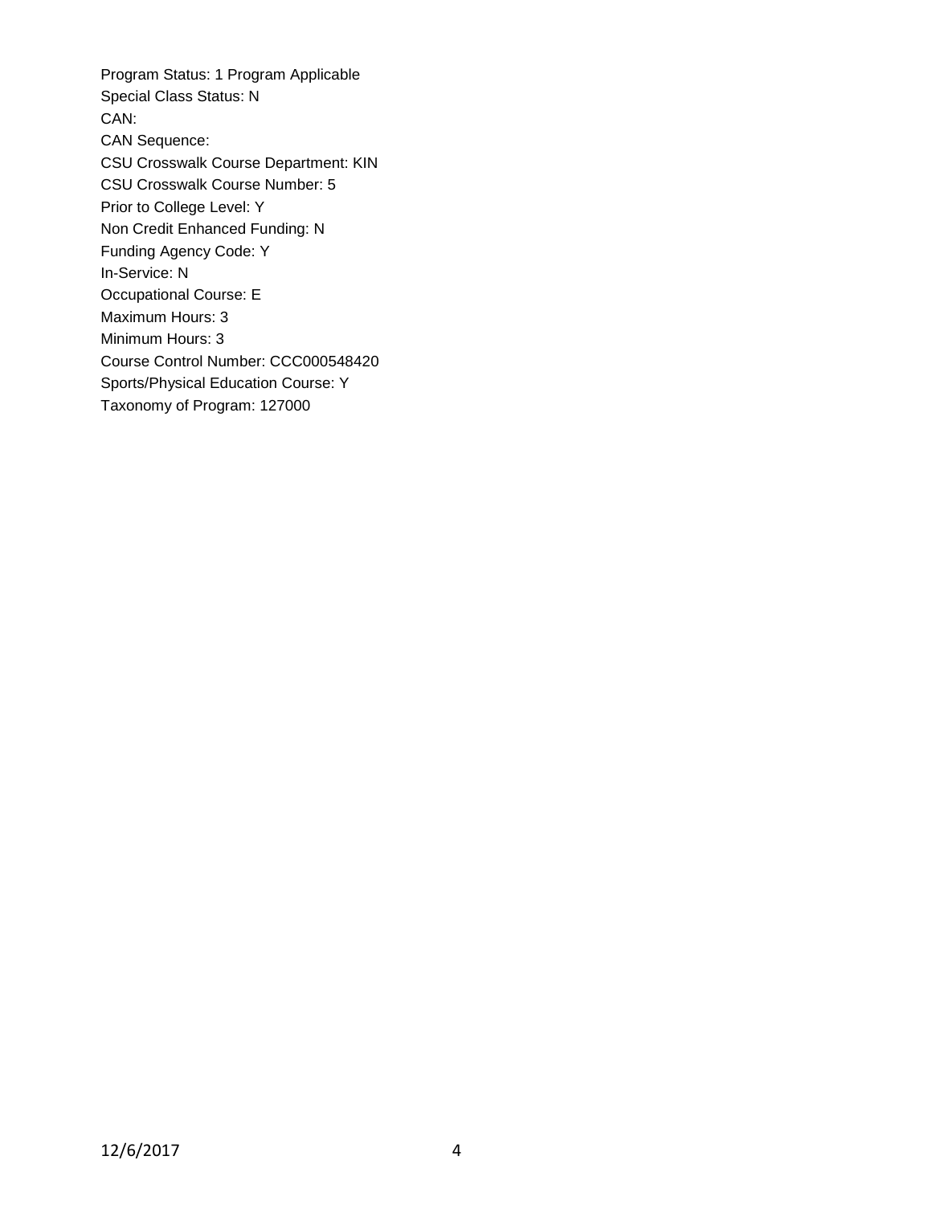Program Status: 1 Program Applicable
Special Class Status: N
CAN:
CAN Sequence:
CSU Crosswalk Course Department: KIN
CSU Crosswalk Course Number: 5
Prior to College Level: Y
Non Credit Enhanced Funding: N
Funding Agency Code: Y
In-Service: N
Occupational Course: E
Maximum Hours: 3
Minimum Hours: 3
Course Control Number: CCC000548420
Sports/Physical Education Course: Y
Taxonomy of Program: 127000